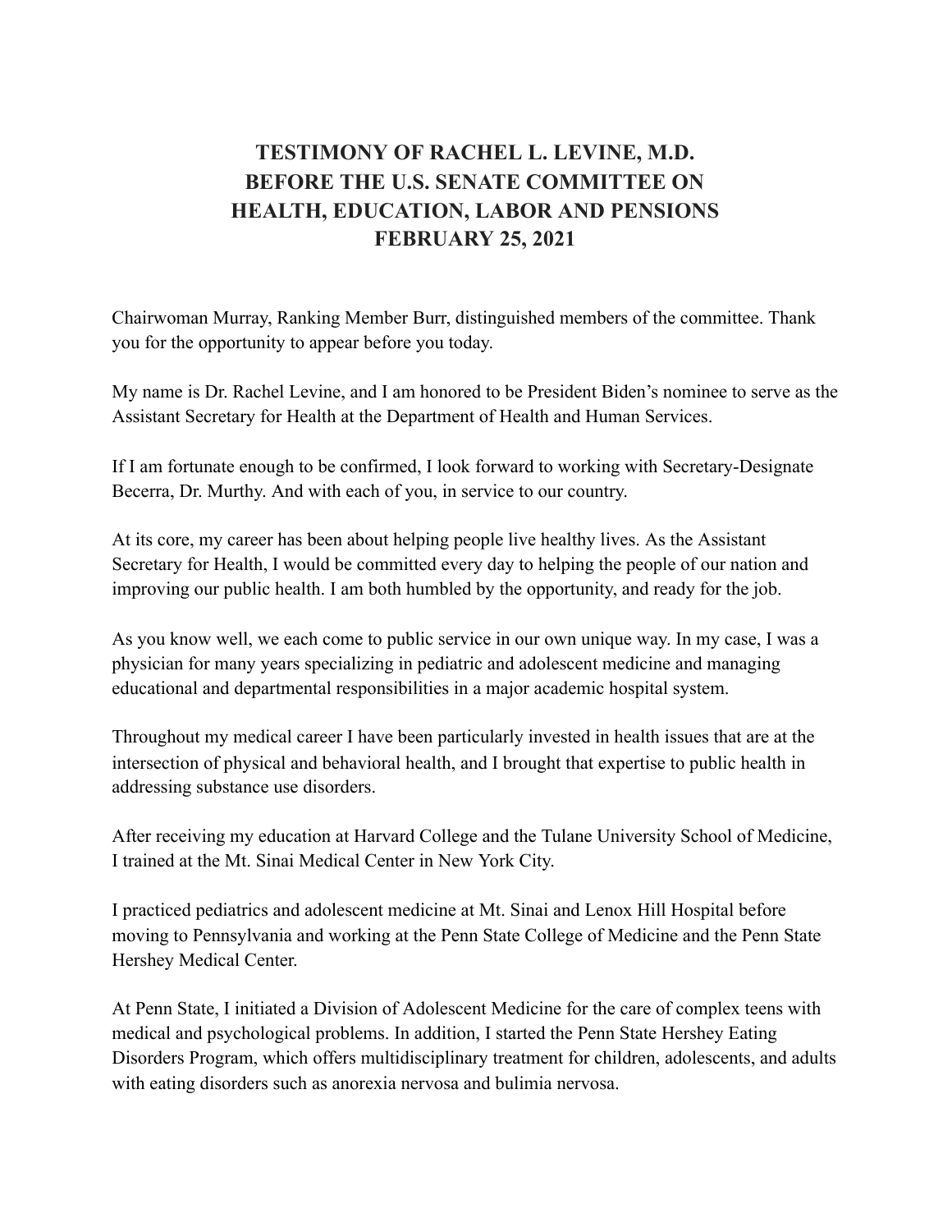# TESTIMONY OF RACHEL L. LEVINE, M.D. BEFORE THE U.S. SENATE COMMITTEE ON HEALTH, EDUCATION, LABOR AND PENSIONS FEBRUARY 25, 2021

Chairwoman Murray, Ranking Member Burr, distinguished members of the committee. Thank you for the opportunity to appear before you today.

My name is Dr. Rachel Levine, and I am honored to be President Biden's nominee to serve as the Assistant Secretary for Health at the Department of Health and Human Services.

If I am fortunate enough to be confirmed, I look forward to working with Secretary-Designate Becerra, Dr. Murthy. And with each of you, in service to our country.

At its core, my career has been about helping people live healthy lives. As the Assistant Secretary for Health, I would be committed every day to helping the people of our nation and improving our public health. I am both humbled by the opportunity, and ready for the job.

As you know well, we each come to public service in our own unique way. In my case, I was a physician for many years specializing in pediatric and adolescent medicine and managing educational and departmental responsibilities in a major academic hospital system.

Throughout my medical career I have been particularly invested in health issues that are at the intersection of physical and behavioral health, and I brought that expertise to public health in addressing substance use disorders.

After receiving my education at Harvard College and the Tulane University School of Medicine, I trained at the Mt. Sinai Medical Center in New York City.

I practiced pediatrics and adolescent medicine at Mt. Sinai and Lenox Hill Hospital before moving to Pennsylvania and working at the Penn State College of Medicine and the Penn State Hershey Medical Center.

At Penn State, I initiated a Division of Adolescent Medicine for the care of complex teens with medical and psychological problems. In addition, I started the Penn State Hershey Eating Disorders Program, which offers multidisciplinary treatment for children, adolescents, and adults with eating disorders such as anorexia nervosa and bulimia nervosa.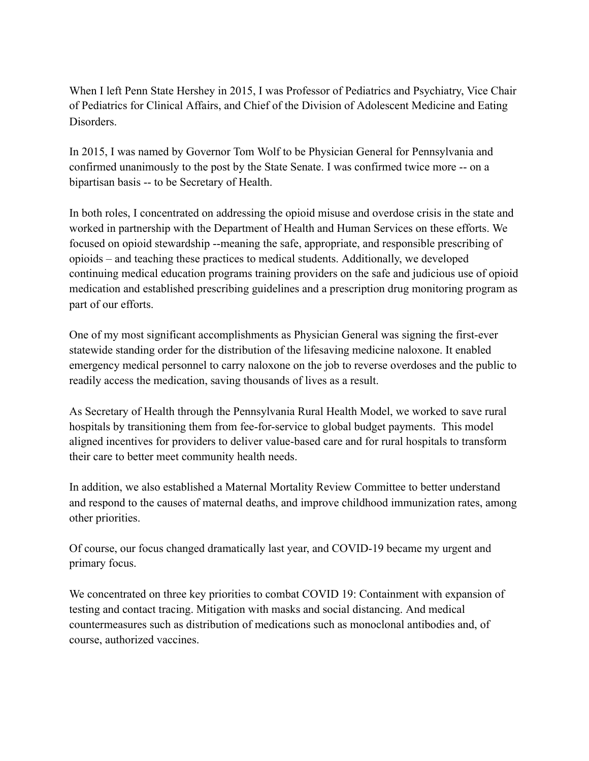When I left Penn State Hershey in 2015, I was Professor of Pediatrics and Psychiatry, Vice Chair of Pediatrics for Clinical Affairs, and Chief of the Division of Adolescent Medicine and Eating Disorders.

In 2015, I was named by Governor Tom Wolf to be Physician General for Pennsylvania and confirmed unanimously to the post by the State Senate. I was confirmed twice more -- on a bipartisan basis -- to be Secretary of Health.

In both roles, I concentrated on addressing the opioid misuse and overdose crisis in the state and worked in partnership with the Department of Health and Human Services on these efforts. We focused on opioid stewardship --meaning the safe, appropriate, and responsible prescribing of opioids – and teaching these practices to medical students. Additionally, we developed continuing medical education programs training providers on the safe and judicious use of opioid medication and established prescribing guidelines and a prescription drug monitoring program as part of our efforts.

One of my most significant accomplishments as Physician General was signing the first-ever statewide standing order for the distribution of the lifesaving medicine naloxone. It enabled emergency medical personnel to carry naloxone on the job to reverse overdoses and the public to readily access the medication, saving thousands of lives as a result.

As Secretary of Health through the Pennsylvania Rural Health Model, we worked to save rural hospitals by transitioning them from fee-for-service to global budget payments. This model aligned incentives for providers to deliver value-based care and for rural hospitals to transform their care to better meet community health needs.

In addition, we also established a Maternal Mortality Review Committee to better understand and respond to the causes of maternal deaths, and improve childhood immunization rates, among other priorities.

Of course, our focus changed dramatically last year, and COVID-19 became my urgent and primary focus.

We concentrated on three key priorities to combat COVID 19: Containment with expansion of testing and contact tracing. Mitigation with masks and social distancing. And medical countermeasures such as distribution of medications such as monoclonal antibodies and, of course, authorized vaccines.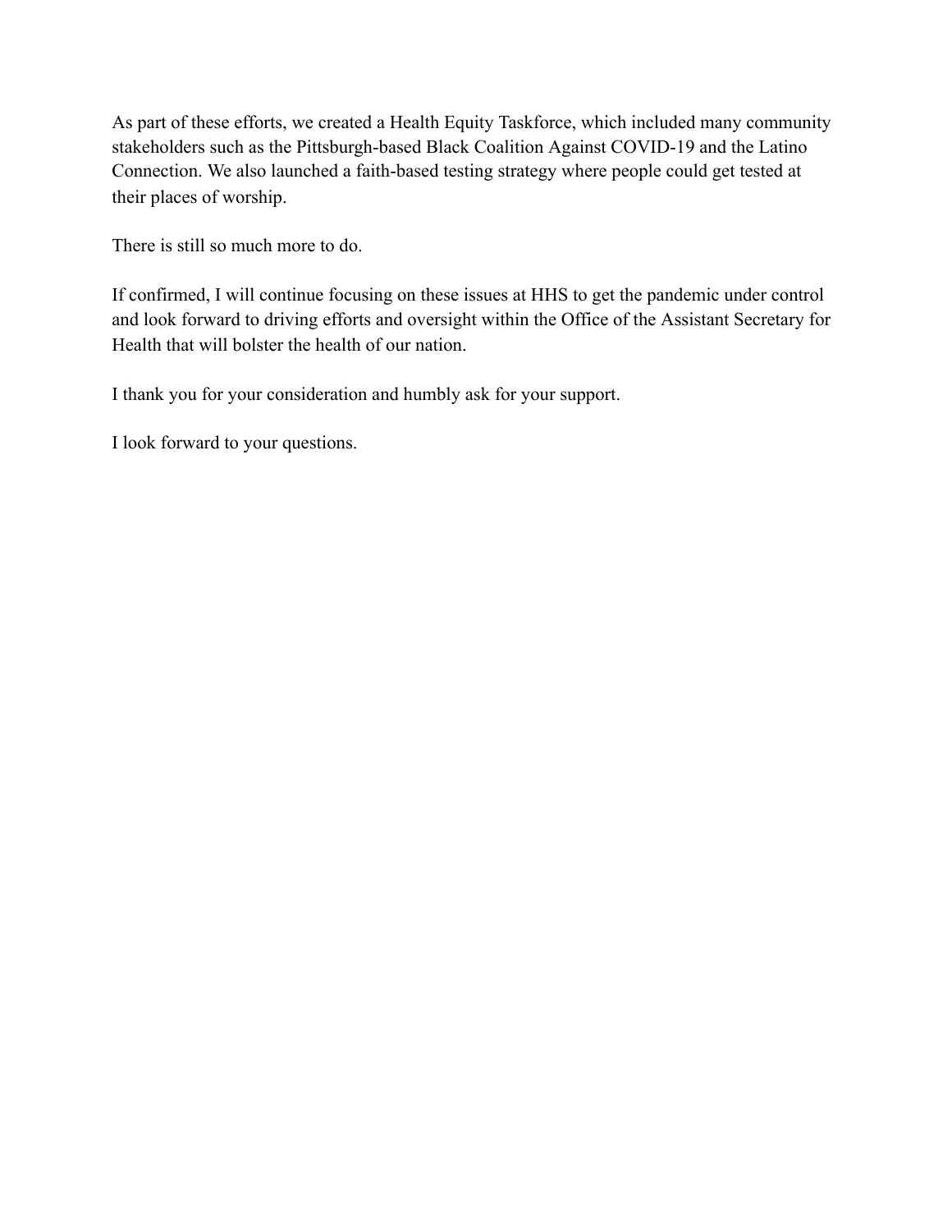As part of these efforts, we created a Health Equity Taskforce, which included many community stakeholders such as the Pittsburgh-based Black Coalition Against COVID-19 and the Latino Connection. We also launched a faith-based testing strategy where people could get tested at their places of worship.

There is still so much more to do.

If confirmed, I will continue focusing on these issues at HHS to get the pandemic under control and look forward to driving efforts and oversight within the Office of the Assistant Secretary for Health that will bolster the health of our nation.

I thank you for your consideration and humbly ask for your support.

I look forward to your questions.